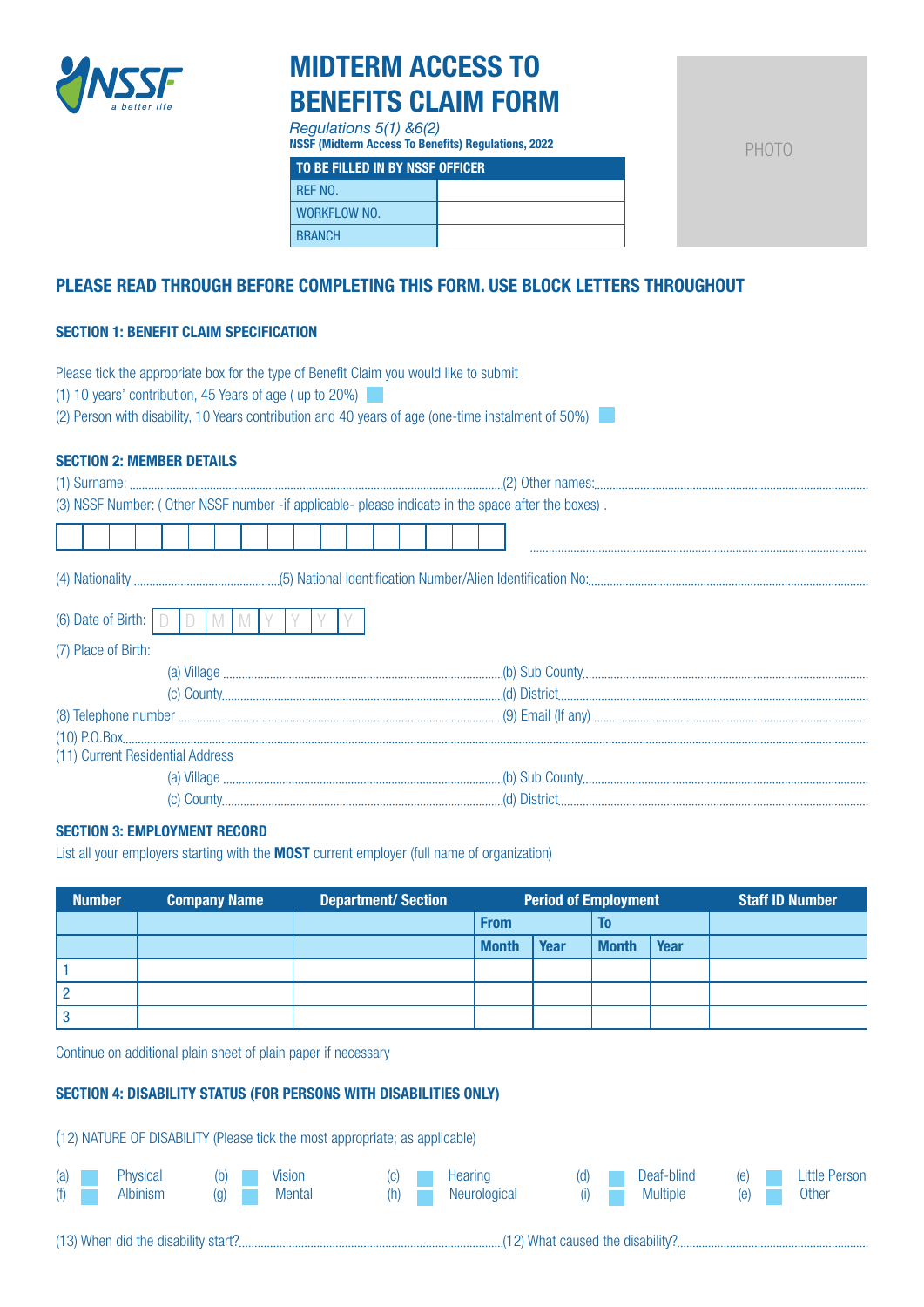# MIDTERM ACCESS TO BENEFITS CLAIM FORM

*Regulations 5(1) &6(2)*
**NSSF (Midterm Access To Benefits) Regulations, 2022**

PHOTO

| TO BE FILLED IN BY NSSF OFFICER | |
|---|---|
| REF NO. | |
| WORKFLOW NO. | |
| BRANCH | |

## PLEASE READ THROUGH BEFORE COMPLETING THIS FORM. USE BLOCK LETTERS THROUGHOUT

### SECTION 1: BENEFIT CLAIM SPECIFICATION

Please tick the appropriate box for the type of Benefit Claim you would like to submit

(1) 10 years' contribution, 45 Years of age ( up to 20%) ☐

(2) Person with disability, 10 Years contribution and 40 years of age (one-time instalment of 50%) ☐

### SECTION 2: MEMBER DETAILS

(1) Surname: ............................................................ (2) Other names: ............................................................

(3) NSSF Number: ( Other NSSF number -if applicable- please indicate in the space after the boxes) .

| | | | | | | | | | | | | | | | | |
|---|---|---|---|---|---|---|---|---|---|---|---|---|---|---|---|---|

............................................................

(4) Nationality .................................... (5) National Identification Number/Alien Identification No: ............................................................

(6) Date of Birth: D D M M Y Y Y Y

(7) Place of Birth:

(a) Village ............................................................ (b) Sub County ............................................................

(c) County ............................................................ (d) District ............................................................

(8) Telephone number ............................................................ (9) Email (If any) ............................................................

(10) P.O.Box ............................................................

(11) Current Residential Address

(a) Village ............................................................ (b) Sub County ............................................................

(c) County ............................................................ (d) District ............................................................

### SECTION 3: EMPLOYMENT RECORD

List all your employers starting with the **MOST** current employer (full name of organization)

| Number | Company Name | Department/ Section | Period of Employment | | | | Staff ID Number |
|---|---|---|---|---|---|---|---|
| | | | From | | To | | |
| | | | Month | Year | Month | Year | |
| 1 | | | | | | | |
| 2 | | | | | | | |
| 3 | | | | | | | |

Continue on additional plain sheet of plain paper if necessary

### SECTION 4: DISABILITY STATUS (FOR PERSONS WITH DISABILITIES ONLY)

(12) NATURE OF DISABILITY (Please tick the most appropriate; as applicable)

(a) ☐ Physical (b) ☐ Vision (c) ☐ Hearing (d) ☐ Deaf-blind (e) ☐ Little Person

(f) ☐ Albinism (g) ☐ Mental (h) ☐ Neurological (i) ☐ Multiple (e) ☐ Other

(13) When did the disability start? ............................................................ (12) What caused the disability? ............................................................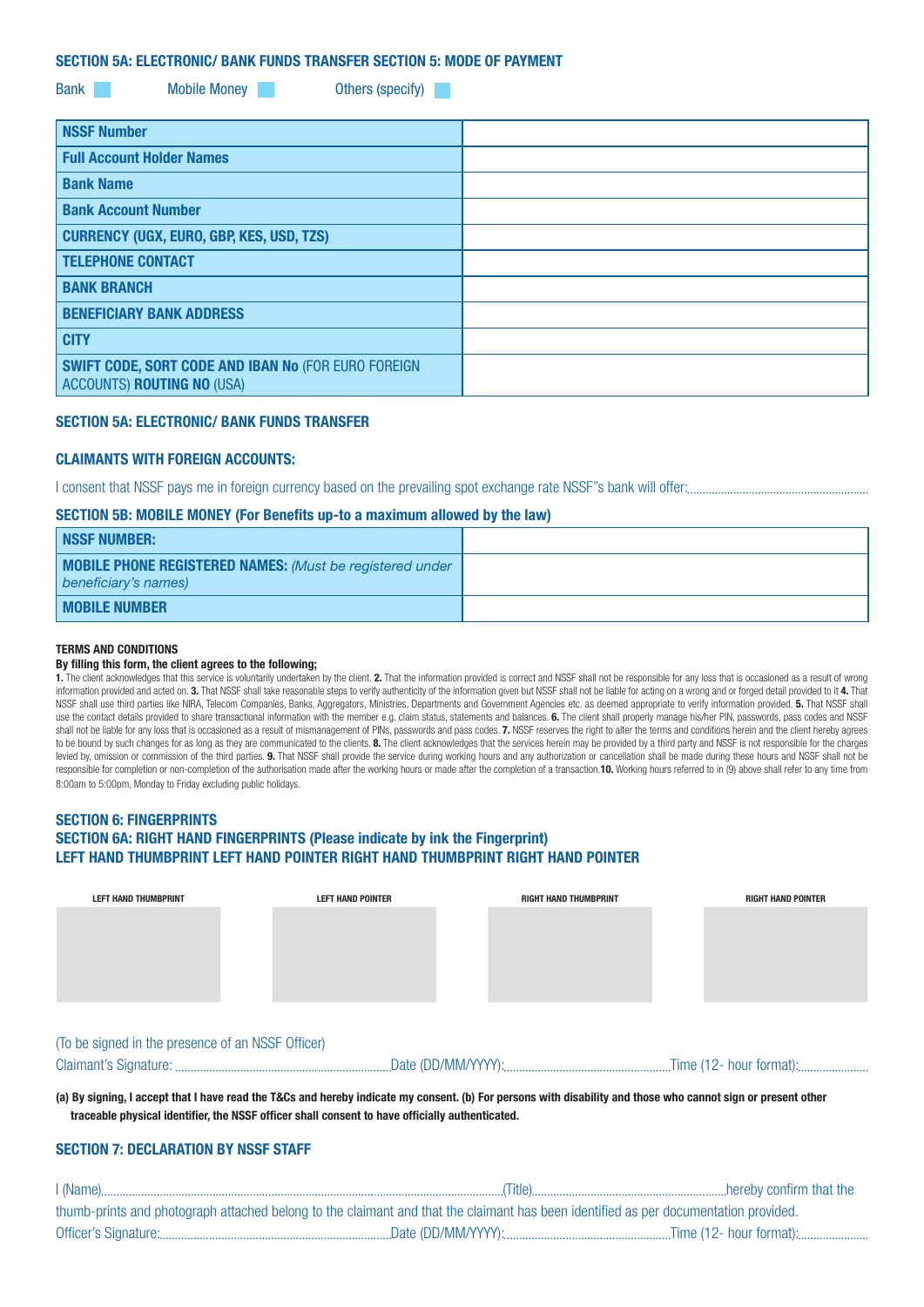### SECTION 5A: ELECTRONIC/ BANK FUNDS TRANSFER SECTION 5: MODE OF PAYMENT

Bank ☐  Mobile Money ☐  Others (specify) ☐

| | |
|---|---|
| **NSSF Number** | |
| **Full Account Holder Names** | |
| **Bank Name** | |
| **Bank Account Number** | |
| **CURRENCY (UGX, EURO, GBP, KES, USD, TZS)** | |
| **TELEPHONE CONTACT** | |
| **BANK BRANCH** | |
| **BENEFICIARY BANK ADDRESS** | |
| **CITY** | |
| **SWIFT CODE, SORT CODE AND IBAN No** (FOR EURO FOREIGN ACCOUNTS) **ROUTING NO** (USA) | |

### SECTION 5A: ELECTRONIC/ BANK FUNDS TRANSFER

### CLAIMANTS WITH FOREIGN ACCOUNTS:

I consent that NSSF pays me in foreign currency based on the prevailing spot exchange rate NSSF"s bank will offer:..........................................................

### SECTION 5B: MOBILE MONEY (For Benefits up-to a maximum allowed by the law)

| | |
|---|---|
| **NSSF NUMBER:** | |
| **MOBILE PHONE REGISTERED NAMES:** *(Must be registered under beneficiary's names)* | |
| **MOBILE NUMBER** | |

**TERMS AND CONDITIONS**

**By filling this form, the client agrees to the following;**

**1.** The client acknowledges that this service is voluntarily undertaken by the client. **2.** That the information provided is correct and NSSF shall not be responsible for any loss that is occasioned as a result of wrong information provided and acted on. **3.** That NSSF shall take reasonable steps to verify authenticity of the information given but NSSF shall not be liable for acting on a wrong and or forged detail provided to it **4.** That NSSF shall use third parties like NIRA, Telecom Companies, Banks, Aggregators, Ministries, Departments and Government Agencies etc. as deemed appropriate to verify information provided. **5.** That NSSF shall use the contact details provided to share transactional information with the member e.g. claim status, statements and balances. **6.** The client shall properly manage his/her PIN, passwords, pass codes and NSSF shall not be liable for any loss that is occasioned as a result of mismanagement of PINs, passwords and pass codes. **7.** NSSF reserves the right to alter the terms and conditions herein and the client hereby agrees to be bound by such changes for as long as they are communicated to the clients. **8.** The client acknowledges that the services herein may be provided by a third party and NSSF is not responsible for the charges levied by, omission or commission of the third parties. **9.** That NSSF shall provide the service during working hours and any authorization or cancellation shall be made during these hours and NSSF shall not be responsible for completion or non-completion of the authorisation made after the working hours or made after the completion of a transaction.**10.** Working hours referred to in (9) above shall refer to any time from 8:00am to 5:00pm, Monday to Friday excluding public holidays.

### SECTION 6: FINGERPRINTS
### SECTION 6A: RIGHT HAND FINGERPRINTS (Please indicate by ink the Fingerprint)
### LEFT HAND THUMBPRINT LEFT HAND POINTER RIGHT HAND THUMBPRINT RIGHT HAND POINTER

| LEFT HAND THUMBPRINT | LEFT HAND POINTER | RIGHT HAND THUMBPRINT | RIGHT HAND POINTER |
|---|---|---|---|
| | | | |

(To be signed in the presence of an NSSF Officer)

Claimant's Signature: ....................................................................Date (DD/MM/YYYY):.....................................................Time (12- hour format):.......................

**(a) By signing, I accept that I have read the T&Cs and hereby indicate my consent. (b) For persons with disability and those who cannot sign or present other traceable physical identifier, the NSSF officer shall consent to have officially authenticated.**

### SECTION 7: DECLARATION BY NSSF STAFF

I (Name)..................................................................................................................................(Title)..............................................................hereby confirm that the thumb-prints and photograph attached belong to the claimant and that the claimant has been identified as per documentation provided.

Officer's Signature:..........................................................................Date (DD/MM/YYYY):.....................................................Time (12- hour format):.......................